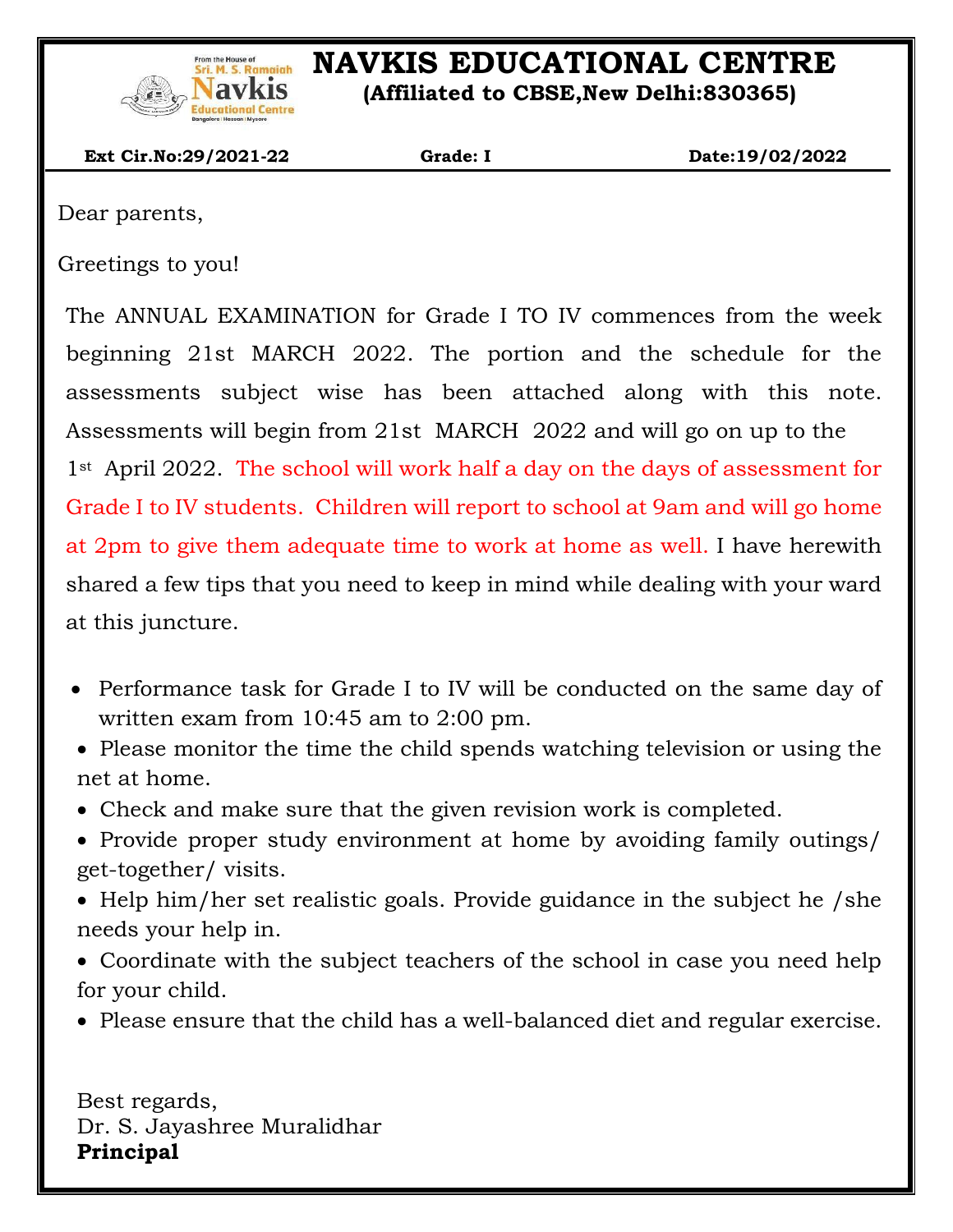# NAVKIS EDUCATIONAL CENTRE

**(Affiliated to CBSE,New Delhi:830365)**

**Ext Cir.No:29/2021-22** **Grade: I** **Date:19/02/2022**

Dear parents,

Greetings to you!

The ANNUAL EXAMINATION for Grade I TO IV commences from the week beginning 21st MARCH 2022. The portion and the schedule for the assessments subject wise has been attached along with this note. Assessments will begin from 21st MARCH 2022 and will go on up to the 1st April 2022. The school will work half a day on the days of assessment for Grade I to IV students. Children will report to school at 9am and will go home at 2pm to give them adequate time to work at home as well. I have herewith shared a few tips that you need to keep in mind while dealing with your ward at this juncture.

- Performance task for Grade I to IV will be conducted on the same day of written exam from 10:45 am to 2:00 pm.
- Please monitor the time the child spends watching television or using the net at home.
- Check and make sure that the given revision work is completed.
- Provide proper study environment at home by avoiding family outings/ get-together/ visits.
- Help him/her set realistic goals. Provide guidance in the subject he /she needs your help in.
- Coordinate with the subject teachers of the school in case you need help for your child.
- Please ensure that the child has a well-balanced diet and regular exercise.

Best regards,
Dr. S. Jayashree Muralidhar
**Principal**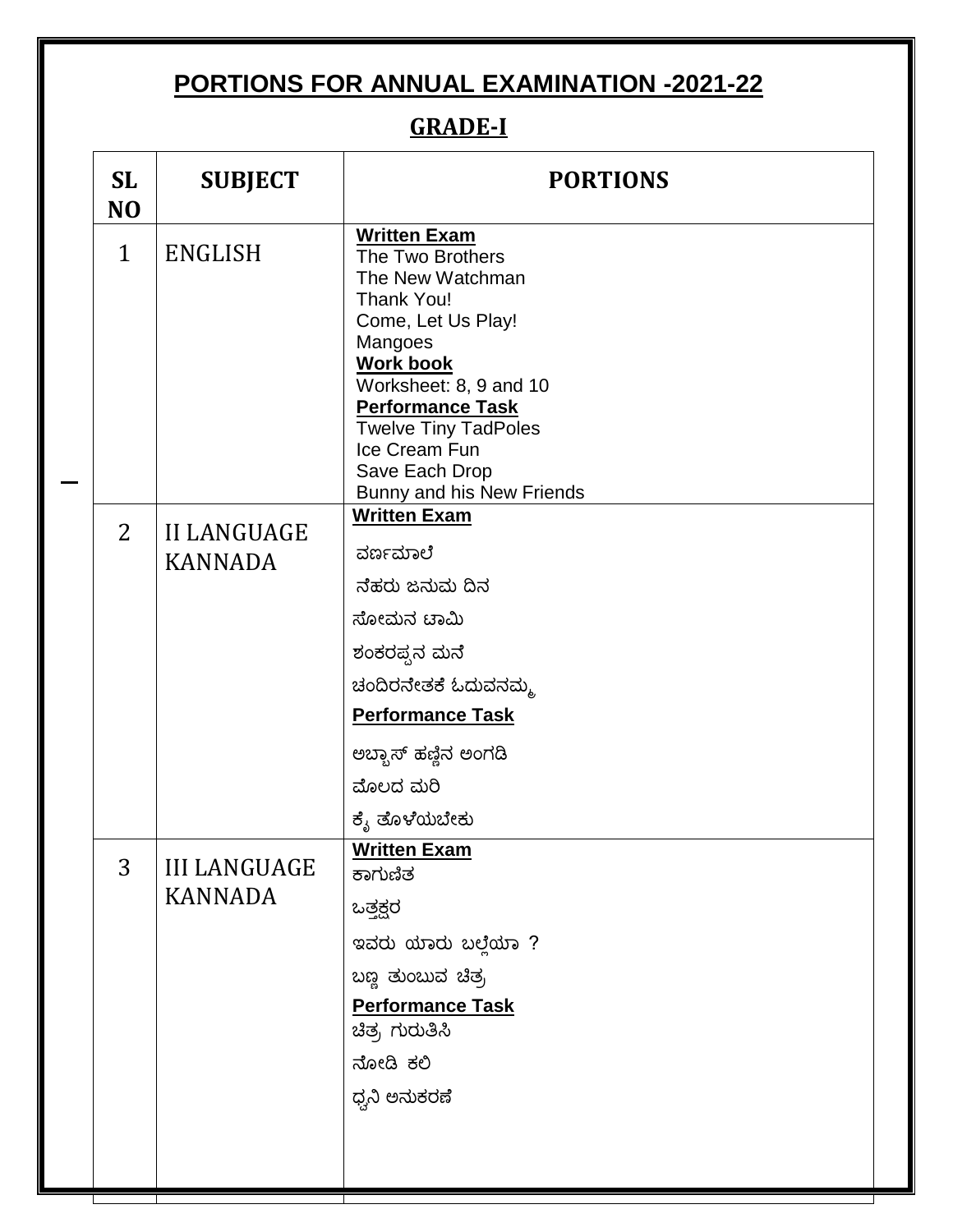# PORTIONS FOR ANNUAL EXAMINATION -2021-22

## GRADE-I

| SL NO | SUBJECT | PORTIONS |
|---|---|---|
| 1 | ENGLISH | **Written Exam**<br>The Two Brothers<br>The New Watchman<br>Thank You!<br>Come, Let Us Play!<br>Mangoes<br>**Work book**<br>Worksheet: 8, 9 and 10<br>**Performance Task**<br>Twelve Tiny TadPoles<br>Ice Cream Fun<br>Save Each Drop<br>Bunny and his New Friends |
| 2 | II LANGUAGE KANNADA | **Written Exam**<br>ವರ್ಣಮಾಲೆ<br>ನೆಹರು ಜನುಮ ದಿನ<br>ಸೋಮನ ಟಾಮಿ<br>ಶಂಕರಪ್ಪನ ಮನೆ<br>ಚಂದಿರನೇತಕೆ ಓಡುವನಮ್ಮ<br>**Performance Task**<br>ಅಬ್ಬಾಸ್ ಹಣ್ಣಿನ ಅಂಗಡಿ<br>ಮೊಲದ ಮರಿ<br>ಕೈ ತೊಳೆಯಬೇಕು |
| 3 | III LANGUAGE KANNADA | **Written Exam**<br>ಕಾಗುಣಿತ<br>ಒತ್ತಕ್ಷರ<br>ಇವರು ಯಾರು ಬಲ್ಲೆಯಾ ?<br>ಬಣ್ಣ ತುಂಬುವ ಚಿತ್ರ<br>**Performance Task**<br>ಚಿತ್ರ ಗುರುತಿಸಿ<br>ನೋಡಿ ಕಲಿ<br>ಧ್ವನಿ ಅನುಕರಣೆ |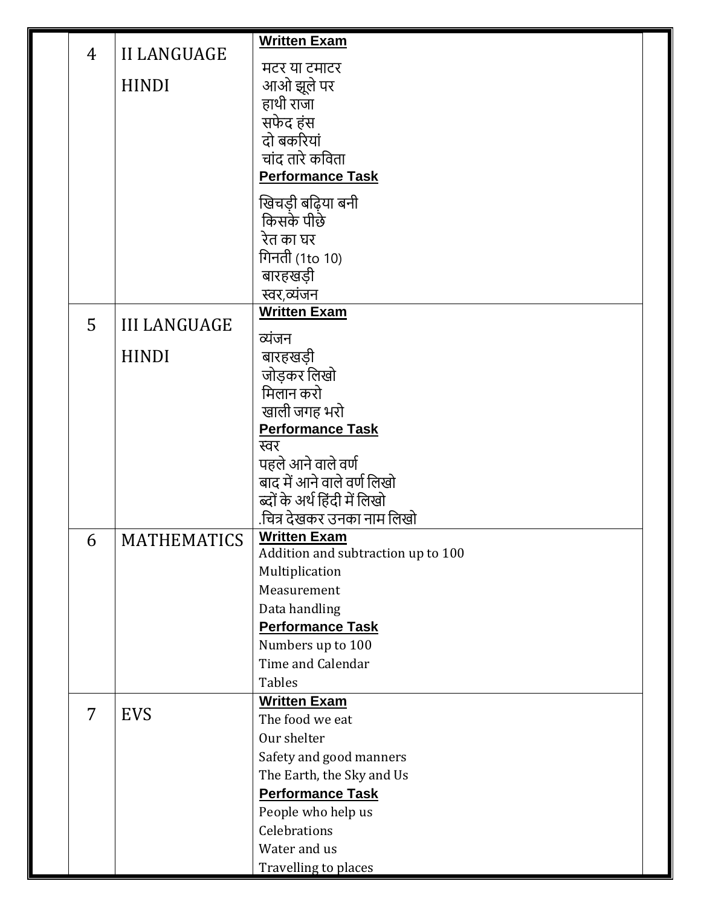| | | | |
|---|---|---|---|
| 4 | II LANGUAGE HINDI | **Written Exam**<br>मटर या टमाटर<br>आओ झूले पर<br>हाथी राजा<br>सफेद हंस<br>दो बकरियां<br>चांद तारे कविता<br>**Performance Task**<br>खिचड़ी बढ़िया बनी<br>किसके पीछे<br>रेत का घर<br>गिनती (1to 10)<br>बारहखड़ी<br>स्वर,व्यंजन | |
| 5 | III LANGUAGE HINDI | **Written Exam**<br>व्यंजन<br>बारहखड़ी<br>जोड़कर लिखो<br>मिलान करो<br>खाली जगह भरो<br>**Performance Task**<br>स्वर<br>पहले आने वाले वर्ण<br>बाद में आने वाले वर्ण लिखो<br>ब्दों के अर्थ हिंदी में लिखो<br>.चित्र देखकर उनका नाम लिखो | |
| 6 | MATHEMATICS | **Written Exam**<br>Addition and subtraction up to 100<br>Multiplication<br>Measurement<br>Data handling<br>**Performance Task**<br>Numbers up to 100<br>Time and Calendar<br>Tables | |
| 7 | EVS | **Written Exam**<br>The food we eat<br>Our shelter<br>Safety and good manners<br>The Earth, the Sky and Us<br>**Performance Task**<br>People who help us<br>Celebrations<br>Water and us<br>Travelling to places | |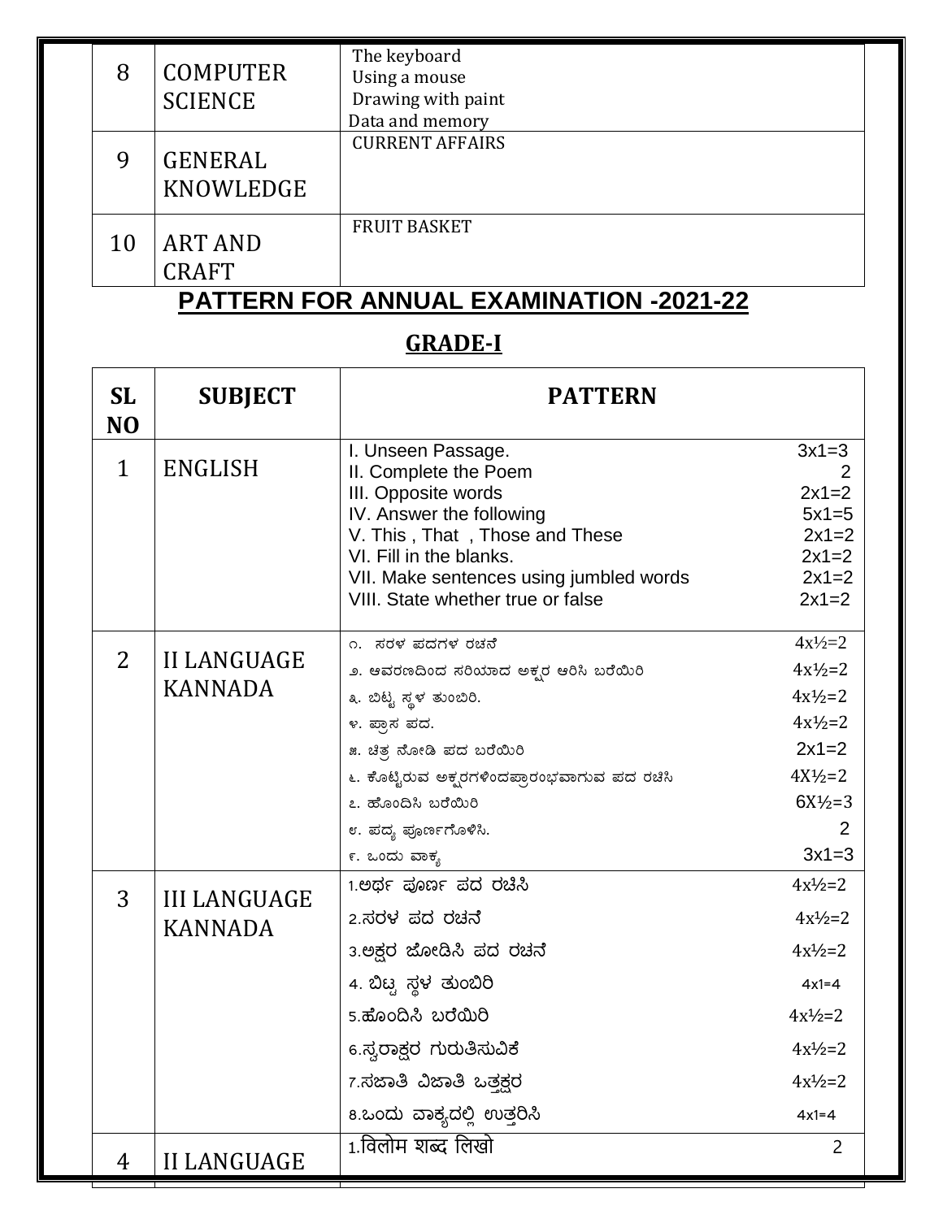| 8 | COMPUTER SCIENCE | The keyboard<br>Using a mouse<br>Drawing with paint<br>Data and memory |
|---|---|---|
| 9 | GENERAL KNOWLEDGE | CURRENT AFFAIRS |
| 10 | ART AND CRAFT | FRUIT BASKET |

## PATTERN FOR ANNUAL EXAMINATION -2021-22

## GRADE-I

| SL NO | SUBJECT | PATTERN | |
|---|---|---|---|
| 1 | ENGLISH | I. Unseen Passage. | 3x1=3 |
| | | II. Complete the Poem | 2 |
| | | III. Opposite words | 2x1=2 |
| | | IV. Answer the following | 5x1=5 |
| | | V. This , That , Those and These | 2x1=2 |
| | | VI. Fill in the blanks. | 2x1=2 |
| | | VII. Make sentences using jumbled words | 2x1=2 |
| | | VIII. State whether true or false | 2x1=2 |
| 2 | II LANGUAGE KANNADA | ೧. ಸರಳ ಪದಗಳ ರಚನೆ | 4x½=2 |
| | | ೨. ಆವರಣದಿಂದ ಸರಿಯಾದ ಅಕ್ಷರ ಆರಿಸಿ ಬರೆಯಿರಿ | 4x½=2 |
| | | ೩. ಬಿಟ್ಟ ಸ್ಥಳ ತುಂಬಿರಿ. | 4x½=2 |
| | | ೪. ಪ್ರಾಸ ಪದ. | 4x½=2 |
| | | ೫. ಚಿತ್ರ ನೋಡಿ ಪದ ಬರೆಯಿರಿ | 2x1=2 |
| | | ೬. ಕೊಟ್ಟಿರುವ ಅಕ್ಷರಗಳಿಂದಪ್ರಾರಂಭವಾಗುವ ಪದ ರಚಿಸಿ | 4X½=2 |
| | | ೭. ಹೊಂದಿಸಿ ಬರೆಯಿರಿ | 6X½=3 |
| | | ೮. ಪದ್ಯ ಪೂರ್ಣಗೊಳಿಸಿ. | 2 |
| | | ೯. ಒಂದು ವಾಕ್ಯ | 3x1=3 |
| 3 | III LANGUAGE KANNADA | 1.ಅರ್ಥ ಪೂರ್ಣ ಪದ ರಚಿಸಿ | 4x½=2 |
| | | 2.ಸರಳ ಪದ ರಚನೆ | 4x½=2 |
| | | 3.ಅಕ್ಷರ ಜೋಡಿಸಿ ಪದ ರಚನೆ | 4x½=2 |
| | | 4. ಬಿಟ್ಟ ಸ್ಥಳ ತುಂಬಿರಿ | 4x1=4 |
| | | 5.ಹೊಂದಿಸಿ ಬರೆಯಿರಿ | 4x½=2 |
| | | 6.ಸ್ವರಾಕ್ಷರ ಗುರುತಿಸುವಿಕೆ | 4x½=2 |
| | | 7.ಸಜಾತಿ ವಿಜಾತಿ ಒತ್ತಕ್ಷರ | 4x½=2 |
| | | 8.ಒಂದು ವಾಕ್ಯದಲ್ಲಿ ಉತ್ತರಿಸಿ | 4x1=4 |
| 4 | II LANGUAGE | 1.विलोम शब्द लिखो | 2 |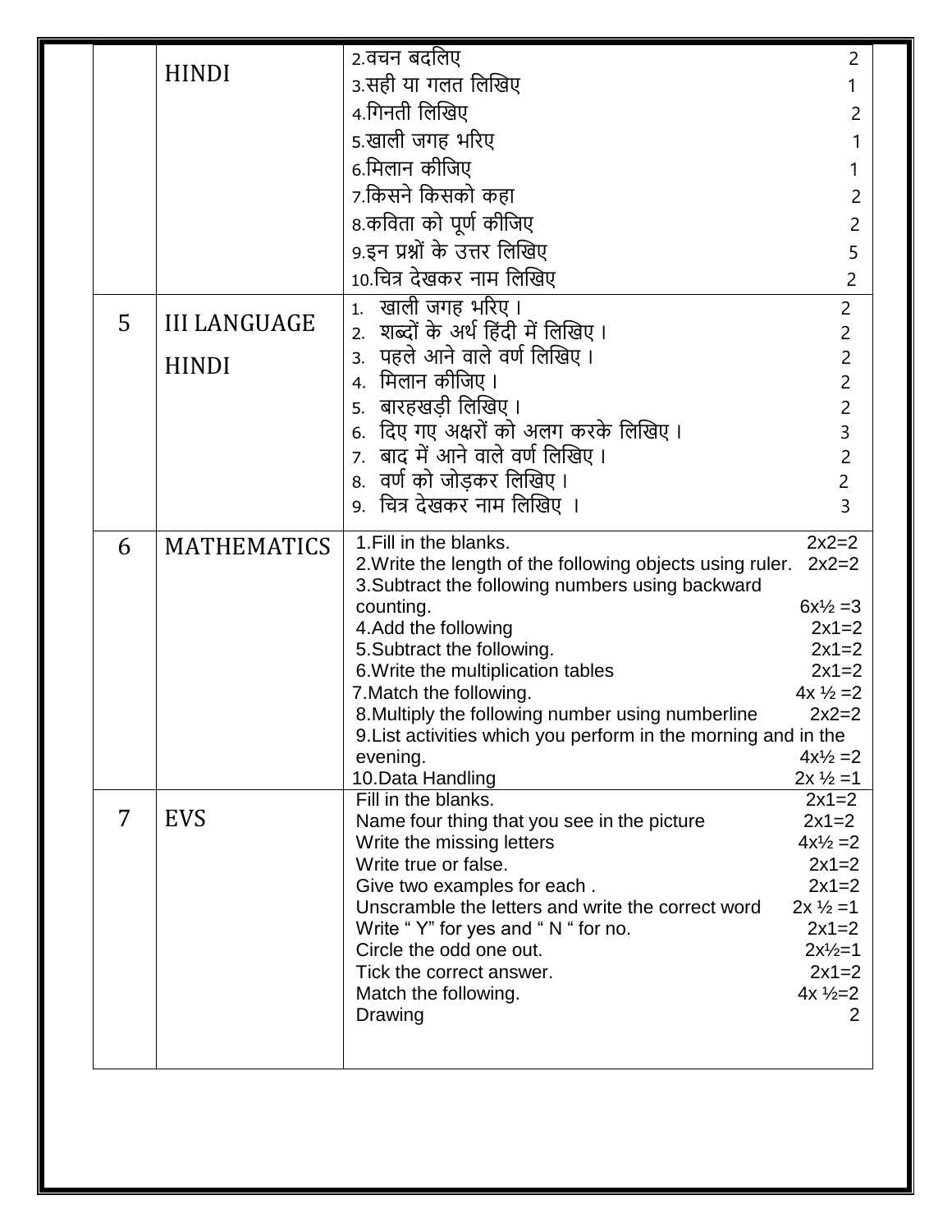| | | |
|---|---|---|
| | HINDI | 2.वचन बदलिए 2<br>3.सही या गलत लिखिए 1<br>4.गिनती लिखिए 2<br>5.खाली जगह भरिए 1<br>6.मिलान कीजिए 1<br>7.किसने किसको कहा 2<br>8.कविता को पूर्ण कीजिए 2<br>9.इन प्रश्नों के उत्तर लिखिए 5<br>10.चित्र देखकर नाम लिखिए 2 |
| 5 | III LANGUAGE HINDI | 1. खाली जगह भरिए । 2<br>2. शब्दों के अर्थ हिंदी में लिखिए । 2<br>3. पहले आने वाले वर्ण लिखिए । 2<br>4. मिलान कीजिए । 2<br>5. बारहखड़ी लिखिए । 2<br>6. दिए गए अक्षरों को अलग करके लिखिए । 3<br>7. बाद में आने वाले वर्ण लिखिए । 2<br>8. वर्ण को जोड़कर लिखिए । 2<br>9. चित्र देखकर नाम लिखिए । 3 |
| 6 | MATHEMATICS | 1.Fill in the blanks. 2x2=2<br>2.Write the length of the following objects using ruler. 2x2=2<br>3.Subtract the following numbers using backward counting. 6x½ =3<br>4.Add the following 2x1=2<br>5.Subtract the following. 2x1=2<br>6.Write the multiplication tables 2x1=2<br>7.Match the following. 4x ½ =2<br>8.Multiply the following number using numberline 2x2=2<br>9.List activities which you perform in the morning and in the evening. 4x½ =2<br>10.Data Handling 2x ½ =1 |
| 7 | EVS | Fill in the blanks. 2x1=2<br>Name four thing that you see in the picture 2x1=2<br>Write the missing letters 4x½ =2<br>Write true or false. 2x1=2<br>Give two examples for each . 2x1=2<br>Unscramble the letters and write the correct word 2x ½ =1<br>Write " Y" for yes and " N " for no. 2x1=2<br>Circle the odd one out. 2x½=1<br>Tick the correct answer. 2x1=2<br>Match the following. 4x ½=2<br>Drawing 2 |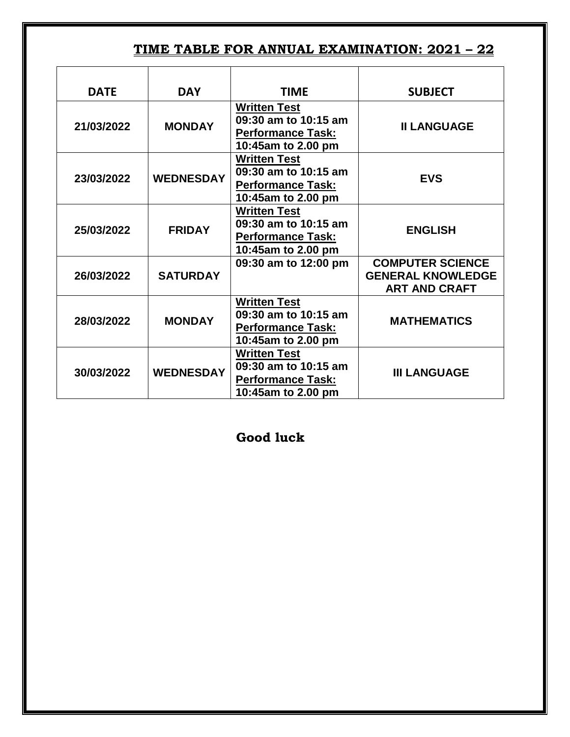# TIME TABLE FOR ANNUAL EXAMINATION: 2021 – 22

| DATE | DAY | TIME | SUBJECT |
|---|---|---|---|
| 21/03/2022 | MONDAY | **Written Test** 09:30 am to 10:15 am **Performance Task:** 10:45am to 2.00 pm | II LANGUAGE |
| 23/03/2022 | WEDNESDAY | **Written Test** 09:30 am to 10:15 am **Performance Task:** 10:45am to 2.00 pm | EVS |
| 25/03/2022 | FRIDAY | **Written Test** 09:30 am to 10:15 am **Performance Task:** 10:45am to 2.00 pm | ENGLISH |
| 26/03/2022 | SATURDAY | 09:30 am to 12:00 pm | COMPUTER SCIENCE GENERAL KNOWLEDGE ART AND CRAFT |
| 28/03/2022 | MONDAY | **Written Test** 09:30 am to 10:15 am **Performance Task:** 10:45am to 2.00 pm | MATHEMATICS |
| 30/03/2022 | WEDNESDAY | **Written Test** 09:30 am to 10:15 am **Performance Task:** 10:45am to 2.00 pm | III LANGUAGE |

**Good luck**